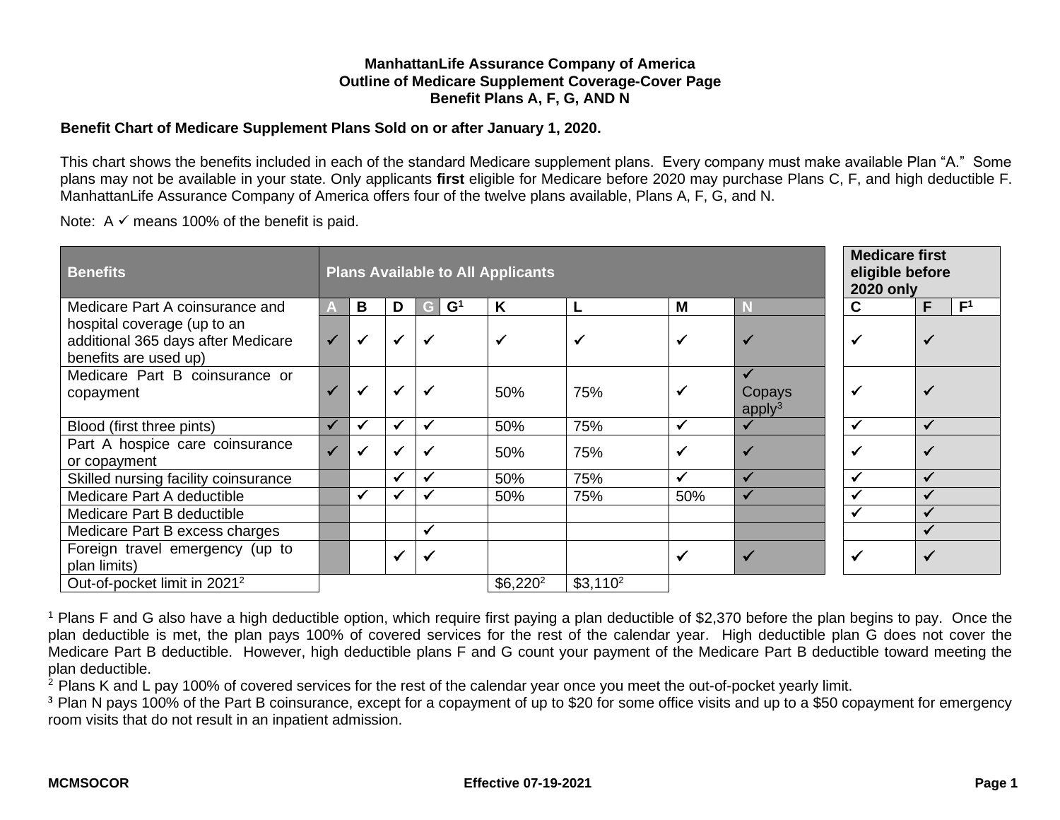**ManhattanLife Assurance Company of America**
**Outline of Medicare Supplement Coverage-Cover Page**
**Benefit Plans A, F, G, AND N**

**Benefit Chart of Medicare Supplement Plans Sold on or after January 1, 2020.**

This chart shows the benefits included in each of the standard Medicare supplement plans. Every company must make available Plan "A." Some plans may not be available in your state. Only applicants **first** eligible for Medicare before 2020 may purchase Plans C, F, and high deductible F. ManhattanLife Assurance Company of America offers four of the twelve plans available, Plans A, F, G, and N.

Note: A ✓ means 100% of the benefit is paid.

| Benefits | Plans Available to All Applicants | | | | | | | | Medicare first eligible before 2020 only | | |
|---|---|---|---|---|---|---|---|---|---|---|---|
| | A | B | D | G G[1] | K | L | M | N | C | F | F[1] |
| Medicare Part A coinsurance and hospital coverage (up to an additional 365 days after Medicare benefits are used up) | ✓ | ✓ | ✓ | ✓ | ✓ | ✓ | ✓ | ✓ | ✓ | ✓ | |
| Medicare Part B coinsurance or copayment | ✓ | ✓ | ✓ | ✓ | 50% | 75% | ✓ | ✓ Copays apply[3] | ✓ | ✓ | |
| Blood (first three pints) | ✓ | ✓ | ✓ | ✓ | 50% | 75% | ✓ | ✓ | ✓ | ✓ | |
| Part A hospice care coinsurance or copayment | ✓ | ✓ | ✓ | ✓ | 50% | 75% | ✓ | ✓ | ✓ | ✓ | |
| Skilled nursing facility coinsurance | | | ✓ | ✓ | 50% | 75% | ✓ | ✓ | ✓ | ✓ | |
| Medicare Part A deductible | | ✓ | ✓ | ✓ | 50% | 75% | 50% | ✓ | ✓ | ✓ | |
| Medicare Part B deductible | | | | | | | | | ✓ | ✓ | |
| Medicare Part B excess charges | | | | ✓ | | | | | | ✓ | |
| Foreign travel emergency (up to plan limits) | | | ✓ | ✓ | | | ✓ | ✓ | ✓ | ✓ | |
| Out-of-pocket limit in 2021[2] | | | | | $6,220[2] | $3,110[2] | | | | | |

[1] Plans F and G also have a high deductible option, which require first paying a plan deductible of $2,370 before the plan begins to pay. Once the plan deductible is met, the plan pays 100% of covered services for the rest of the calendar year. High deductible plan G does not cover the Medicare Part B deductible. However, high deductible plans F and G count your payment of the Medicare Part B deductible toward meeting the plan deductible.

[2] Plans K and L pay 100% of covered services for the rest of the calendar year once you meet the out-of-pocket yearly limit.

[3] Plan N pays 100% of the Part B coinsurance, except for a copayment of up to $20 for some office visits and up to a $50 copayment for emergency room visits that do not result in an inpatient admission.

MCMSOCOR — Effective 07-19-2021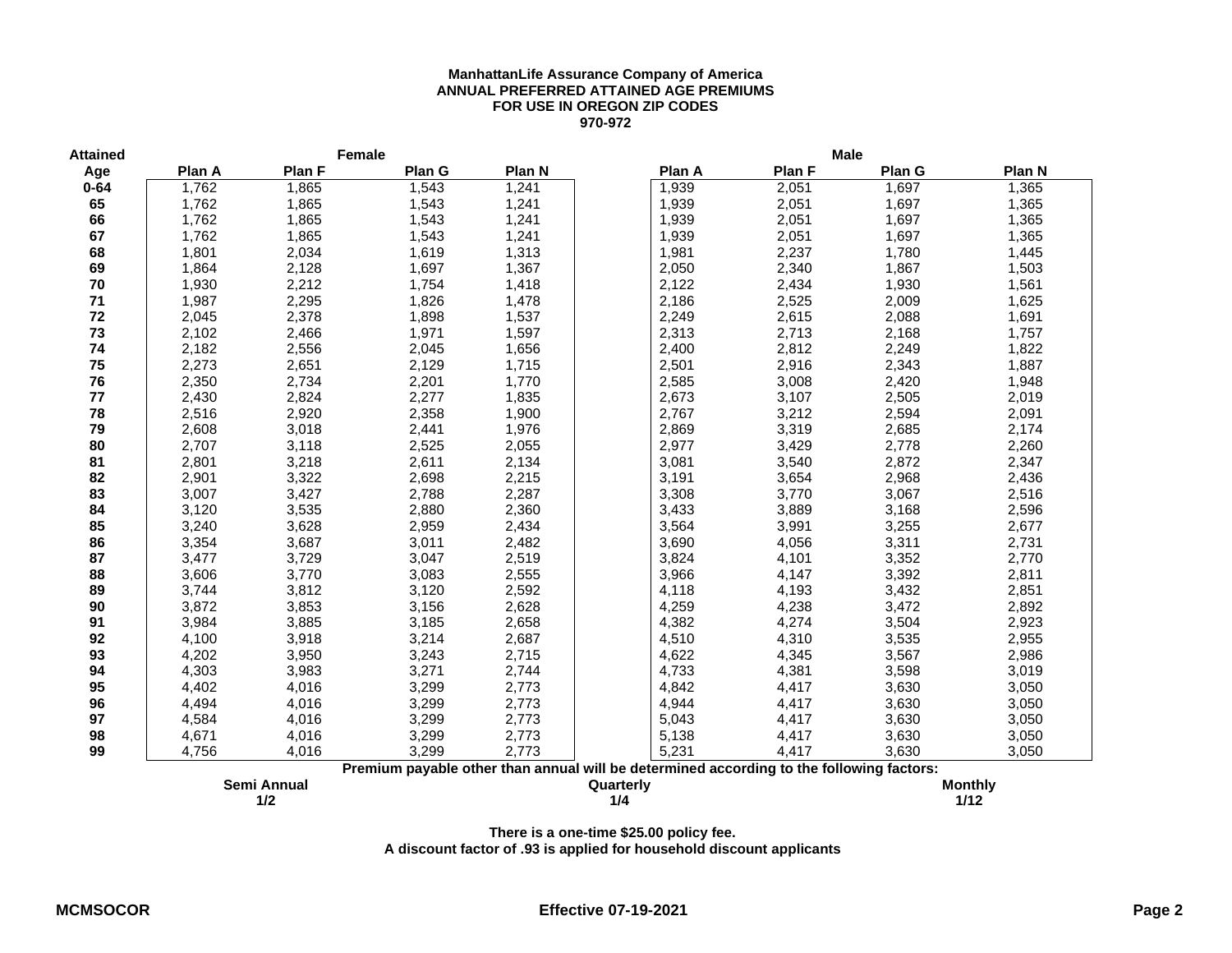**ManhattanLife Assurance Company of America**
**ANNUAL PREFERRED ATTAINED AGE PREMIUMS**
**FOR USE IN OREGON ZIP CODES**
**970-972**

| Attained | Female | | | | Male | | | |
|---|---|---|---|---|---|---|---|---|
| Age | Plan A | Plan F | Plan G | Plan N | Plan A | Plan F | Plan G | Plan N |
| 0-64 | 1,762 | 1,865 | 1,543 | 1,241 | 1,939 | 2,051 | 1,697 | 1,365 |
| 65 | 1,762 | 1,865 | 1,543 | 1,241 | 1,939 | 2,051 | 1,697 | 1,365 |
| 66 | 1,762 | 1,865 | 1,543 | 1,241 | 1,939 | 2,051 | 1,697 | 1,365 |
| 67 | 1,762 | 1,865 | 1,543 | 1,241 | 1,939 | 2,051 | 1,697 | 1,365 |
| 68 | 1,801 | 2,034 | 1,619 | 1,313 | 1,981 | 2,237 | 1,780 | 1,445 |
| 69 | 1,864 | 2,128 | 1,697 | 1,367 | 2,050 | 2,340 | 1,867 | 1,503 |
| 70 | 1,930 | 2,212 | 1,754 | 1,418 | 2,122 | 2,434 | 1,930 | 1,561 |
| 71 | 1,987 | 2,295 | 1,826 | 1,478 | 2,186 | 2,525 | 2,009 | 1,625 |
| 72 | 2,045 | 2,378 | 1,898 | 1,537 | 2,249 | 2,615 | 2,088 | 1,691 |
| 73 | 2,102 | 2,466 | 1,971 | 1,597 | 2,313 | 2,713 | 2,168 | 1,757 |
| 74 | 2,182 | 2,556 | 2,045 | 1,656 | 2,400 | 2,812 | 2,249 | 1,822 |
| 75 | 2,273 | 2,651 | 2,129 | 1,715 | 2,501 | 2,916 | 2,343 | 1,887 |
| 76 | 2,350 | 2,734 | 2,201 | 1,770 | 2,585 | 3,008 | 2,420 | 1,948 |
| 77 | 2,430 | 2,824 | 2,277 | 1,835 | 2,673 | 3,107 | 2,505 | 2,019 |
| 78 | 2,516 | 2,920 | 2,358 | 1,900 | 2,767 | 3,212 | 2,594 | 2,091 |
| 79 | 2,608 | 3,018 | 2,441 | 1,976 | 2,869 | 3,319 | 2,685 | 2,174 |
| 80 | 2,707 | 3,118 | 2,525 | 2,055 | 2,977 | 3,429 | 2,778 | 2,260 |
| 81 | 2,801 | 3,218 | 2,611 | 2,134 | 3,081 | 3,540 | 2,872 | 2,347 |
| 82 | 2,901 | 3,322 | 2,698 | 2,215 | 3,191 | 3,654 | 2,968 | 2,436 |
| 83 | 3,007 | 3,427 | 2,788 | 2,287 | 3,308 | 3,770 | 3,067 | 2,516 |
| 84 | 3,120 | 3,535 | 2,880 | 2,360 | 3,433 | 3,889 | 3,168 | 2,596 |
| 85 | 3,240 | 3,628 | 2,959 | 2,434 | 3,564 | 3,991 | 3,255 | 2,677 |
| 86 | 3,354 | 3,687 | 3,011 | 2,482 | 3,690 | 4,056 | 3,311 | 2,731 |
| 87 | 3,477 | 3,729 | 3,047 | 2,519 | 3,824 | 4,101 | 3,352 | 2,770 |
| 88 | 3,606 | 3,770 | 3,083 | 2,555 | 3,966 | 4,147 | 3,392 | 2,811 |
| 89 | 3,744 | 3,812 | 3,120 | 2,592 | 4,118 | 4,193 | 3,432 | 2,851 |
| 90 | 3,872 | 3,853 | 3,156 | 2,628 | 4,259 | 4,238 | 3,472 | 2,892 |
| 91 | 3,984 | 3,885 | 3,185 | 2,658 | 4,382 | 4,274 | 3,504 | 2,923 |
| 92 | 4,100 | 3,918 | 3,214 | 2,687 | 4,510 | 4,310 | 3,535 | 2,955 |
| 93 | 4,202 | 3,950 | 3,243 | 2,715 | 4,622 | 4,345 | 3,567 | 2,986 |
| 94 | 4,303 | 3,983 | 3,271 | 2,744 | 4,733 | 4,381 | 3,598 | 3,019 |
| 95 | 4,402 | 4,016 | 3,299 | 2,773 | 4,842 | 4,417 | 3,630 | 3,050 |
| 96 | 4,494 | 4,016 | 3,299 | 2,773 | 4,944 | 4,417 | 3,630 | 3,050 |
| 97 | 4,584 | 4,016 | 3,299 | 2,773 | 5,043 | 4,417 | 3,630 | 3,050 |
| 98 | 4,671 | 4,016 | 3,299 | 2,773 | 5,138 | 4,417 | 3,630 | 3,050 |
| 99 | 4,756 | 4,016 | 3,299 | 2,773 | 5,231 | 4,417 | 3,630 | 3,050 |

**Premium payable other than annual will be determined according to the following factors:**

| Semi Annual | Quarterly | Monthly |
|---|---|---|
| 1/2 | 1/4 | 1/12 |

**There is a one-time $25.00 policy fee.**
**A discount factor of .93 is applied for household discount applicants**

**MCMSOCOR** **Effective 07-19-2021**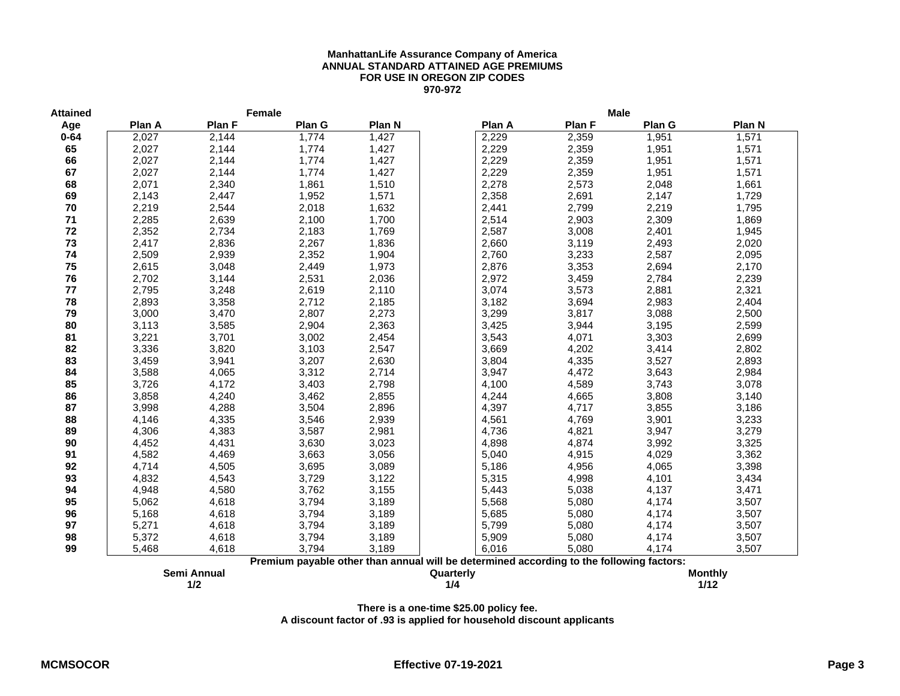**ManhattanLife Assurance Company of America**
**ANNUAL STANDARD ATTAINED AGE PREMIUMS**
**FOR USE IN OREGON ZIP CODES**
**970-972**

| Attained | Female | | | | Male | | | |
|---|---|---|---|---|---|---|---|---|
| Age | Plan A | Plan F | Plan G | Plan N | Plan A | Plan F | Plan G | Plan N |
| 0-64 | 2,027 | 2,144 | 1,774 | 1,427 | 2,229 | 2,359 | 1,951 | 1,571 |
| 65 | 2,027 | 2,144 | 1,774 | 1,427 | 2,229 | 2,359 | 1,951 | 1,571 |
| 66 | 2,027 | 2,144 | 1,774 | 1,427 | 2,229 | 2,359 | 1,951 | 1,571 |
| 67 | 2,027 | 2,144 | 1,774 | 1,427 | 2,229 | 2,359 | 1,951 | 1,571 |
| 68 | 2,071 | 2,340 | 1,861 | 1,510 | 2,278 | 2,573 | 2,048 | 1,661 |
| 69 | 2,143 | 2,447 | 1,952 | 1,571 | 2,358 | 2,691 | 2,147 | 1,729 |
| 70 | 2,219 | 2,544 | 2,018 | 1,632 | 2,441 | 2,799 | 2,219 | 1,795 |
| 71 | 2,285 | 2,639 | 2,100 | 1,700 | 2,514 | 2,903 | 2,309 | 1,869 |
| 72 | 2,352 | 2,734 | 2,183 | 1,769 | 2,587 | 3,008 | 2,401 | 1,945 |
| 73 | 2,417 | 2,836 | 2,267 | 1,836 | 2,660 | 3,119 | 2,493 | 2,020 |
| 74 | 2,509 | 2,939 | 2,352 | 1,904 | 2,760 | 3,233 | 2,587 | 2,095 |
| 75 | 2,615 | 3,048 | 2,449 | 1,973 | 2,876 | 3,353 | 2,694 | 2,170 |
| 76 | 2,702 | 3,144 | 2,531 | 2,036 | 2,972 | 3,459 | 2,784 | 2,239 |
| 77 | 2,795 | 3,248 | 2,619 | 2,110 | 3,074 | 3,573 | 2,881 | 2,321 |
| 78 | 2,893 | 3,358 | 2,712 | 2,185 | 3,182 | 3,694 | 2,983 | 2,404 |
| 79 | 3,000 | 3,470 | 2,807 | 2,273 | 3,299 | 3,817 | 3,088 | 2,500 |
| 80 | 3,113 | 3,585 | 2,904 | 2,363 | 3,425 | 3,944 | 3,195 | 2,599 |
| 81 | 3,221 | 3,701 | 3,002 | 2,454 | 3,543 | 4,071 | 3,303 | 2,699 |
| 82 | 3,336 | 3,820 | 3,103 | 2,547 | 3,669 | 4,202 | 3,414 | 2,802 |
| 83 | 3,459 | 3,941 | 3,207 | 2,630 | 3,804 | 4,335 | 3,527 | 2,893 |
| 84 | 3,588 | 4,065 | 3,312 | 2,714 | 3,947 | 4,472 | 3,643 | 2,984 |
| 85 | 3,726 | 4,172 | 3,403 | 2,798 | 4,100 | 4,589 | 3,743 | 3,078 |
| 86 | 3,858 | 4,240 | 3,462 | 2,855 | 4,244 | 4,665 | 3,808 | 3,140 |
| 87 | 3,998 | 4,288 | 3,504 | 2,896 | 4,397 | 4,717 | 3,855 | 3,186 |
| 88 | 4,146 | 4,335 | 3,546 | 2,939 | 4,561 | 4,769 | 3,901 | 3,233 |
| 89 | 4,306 | 4,383 | 3,587 | 2,981 | 4,736 | 4,821 | 3,947 | 3,279 |
| 90 | 4,452 | 4,431 | 3,630 | 3,023 | 4,898 | 4,874 | 3,992 | 3,325 |
| 91 | 4,582 | 4,469 | 3,663 | 3,056 | 5,040 | 4,915 | 4,029 | 3,362 |
| 92 | 4,714 | 4,505 | 3,695 | 3,089 | 5,186 | 4,956 | 4,065 | 3,398 |
| 93 | 4,832 | 4,543 | 3,729 | 3,122 | 5,315 | 4,998 | 4,101 | 3,434 |
| 94 | 4,948 | 4,580 | 3,762 | 3,155 | 5,443 | 5,038 | 4,137 | 3,471 |
| 95 | 5,062 | 4,618 | 3,794 | 3,189 | 5,568 | 5,080 | 4,174 | 3,507 |
| 96 | 5,168 | 4,618 | 3,794 | 3,189 | 5,685 | 5,080 | 4,174 | 3,507 |
| 97 | 5,271 | 4,618 | 3,794 | 3,189 | 5,799 | 5,080 | 4,174 | 3,507 |
| 98 | 5,372 | 4,618 | 3,794 | 3,189 | 5,909 | 5,080 | 4,174 | 3,507 |
| 99 | 5,468 | 4,618 | 3,794 | 3,189 | 6,016 | 5,080 | 4,174 | 3,507 |

**Premium payable other than annual will be determined according to the following factors:**

| Semi Annual | Quarterly | Monthly |
|---|---|---|
| 1/2 | 1/4 | 1/12 |

**There is a one-time $25.00 policy fee.**
**A discount factor of .93 is applied for household discount applicants**

**MCMSOCOR** **Effective 07-19-2021**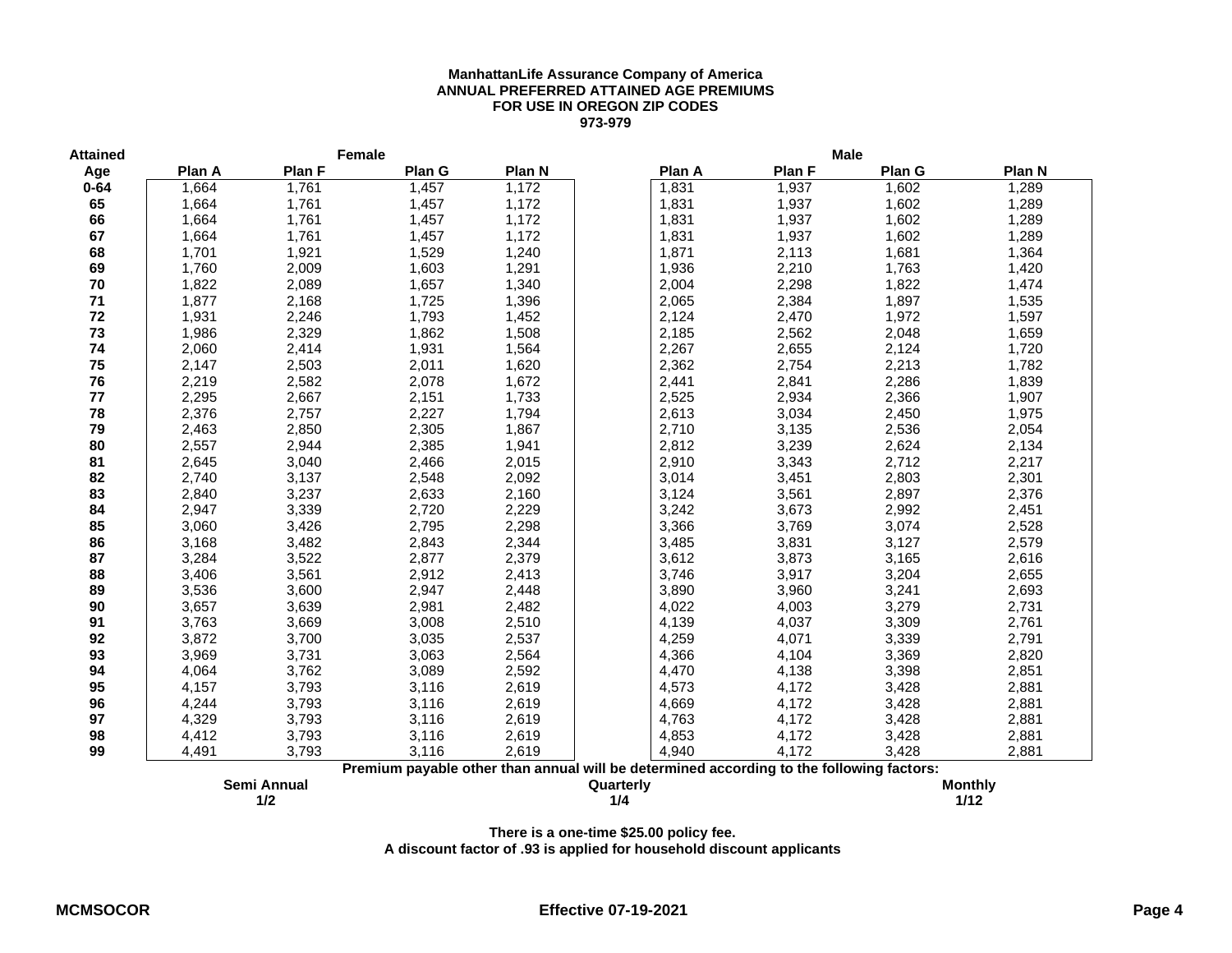**ManhattanLife Assurance Company of America**
**ANNUAL PREFERRED ATTAINED AGE PREMIUMS**
**FOR USE IN OREGON ZIP CODES**
**973-979**

| Attained | Female | | | | Male | | | |
|---|---|---|---|---|---|---|---|---|
| Age | Plan A | Plan F | Plan G | Plan N | Plan A | Plan F | Plan G | Plan N |
| 0-64 | 1,664 | 1,761 | 1,457 | 1,172 | 1,831 | 1,937 | 1,602 | 1,289 |
| 65 | 1,664 | 1,761 | 1,457 | 1,172 | 1,831 | 1,937 | 1,602 | 1,289 |
| 66 | 1,664 | 1,761 | 1,457 | 1,172 | 1,831 | 1,937 | 1,602 | 1,289 |
| 67 | 1,664 | 1,761 | 1,457 | 1,172 | 1,831 | 1,937 | 1,602 | 1,289 |
| 68 | 1,701 | 1,921 | 1,529 | 1,240 | 1,871 | 2,113 | 1,681 | 1,364 |
| 69 | 1,760 | 2,009 | 1,603 | 1,291 | 1,936 | 2,210 | 1,763 | 1,420 |
| 70 | 1,822 | 2,089 | 1,657 | 1,340 | 2,004 | 2,298 | 1,822 | 1,474 |
| 71 | 1,877 | 2,168 | 1,725 | 1,396 | 2,065 | 2,384 | 1,897 | 1,535 |
| 72 | 1,931 | 2,246 | 1,793 | 1,452 | 2,124 | 2,470 | 1,972 | 1,597 |
| 73 | 1,986 | 2,329 | 1,862 | 1,508 | 2,185 | 2,562 | 2,048 | 1,659 |
| 74 | 2,060 | 2,414 | 1,931 | 1,564 | 2,267 | 2,655 | 2,124 | 1,720 |
| 75 | 2,147 | 2,503 | 2,011 | 1,620 | 2,362 | 2,754 | 2,213 | 1,782 |
| 76 | 2,219 | 2,582 | 2,078 | 1,672 | 2,441 | 2,841 | 2,286 | 1,839 |
| 77 | 2,295 | 2,667 | 2,151 | 1,733 | 2,525 | 2,934 | 2,366 | 1,907 |
| 78 | 2,376 | 2,757 | 2,227 | 1,794 | 2,613 | 3,034 | 2,450 | 1,975 |
| 79 | 2,463 | 2,850 | 2,305 | 1,867 | 2,710 | 3,135 | 2,536 | 2,054 |
| 80 | 2,557 | 2,944 | 2,385 | 1,941 | 2,812 | 3,239 | 2,624 | 2,134 |
| 81 | 2,645 | 3,040 | 2,466 | 2,015 | 2,910 | 3,343 | 2,712 | 2,217 |
| 82 | 2,740 | 3,137 | 2,548 | 2,092 | 3,014 | 3,451 | 2,803 | 2,301 |
| 83 | 2,840 | 3,237 | 2,633 | 2,160 | 3,124 | 3,561 | 2,897 | 2,376 |
| 84 | 2,947 | 3,339 | 2,720 | 2,229 | 3,242 | 3,673 | 2,992 | 2,451 |
| 85 | 3,060 | 3,426 | 2,795 | 2,298 | 3,366 | 3,769 | 3,074 | 2,528 |
| 86 | 3,168 | 3,482 | 2,843 | 2,344 | 3,485 | 3,831 | 3,127 | 2,579 |
| 87 | 3,284 | 3,522 | 2,877 | 2,379 | 3,612 | 3,873 | 3,165 | 2,616 |
| 88 | 3,406 | 3,561 | 2,912 | 2,413 | 3,746 | 3,917 | 3,204 | 2,655 |
| 89 | 3,536 | 3,600 | 2,947 | 2,448 | 3,890 | 3,960 | 3,241 | 2,693 |
| 90 | 3,657 | 3,639 | 2,981 | 2,482 | 4,022 | 4,003 | 3,279 | 2,731 |
| 91 | 3,763 | 3,669 | 3,008 | 2,510 | 4,139 | 4,037 | 3,309 | 2,761 |
| 92 | 3,872 | 3,700 | 3,035 | 2,537 | 4,259 | 4,071 | 3,339 | 2,791 |
| 93 | 3,969 | 3,731 | 3,063 | 2,564 | 4,366 | 4,104 | 3,369 | 2,820 |
| 94 | 4,064 | 3,762 | 3,089 | 2,592 | 4,470 | 4,138 | 3,398 | 2,851 |
| 95 | 4,157 | 3,793 | 3,116 | 2,619 | 4,573 | 4,172 | 3,428 | 2,881 |
| 96 | 4,244 | 3,793 | 3,116 | 2,619 | 4,669 | 4,172 | 3,428 | 2,881 |
| 97 | 4,329 | 3,793 | 3,116 | 2,619 | 4,763 | 4,172 | 3,428 | 2,881 |
| 98 | 4,412 | 3,793 | 3,116 | 2,619 | 4,853 | 4,172 | 3,428 | 2,881 |
| 99 | 4,491 | 3,793 | 3,116 | 2,619 | 4,940 | 4,172 | 3,428 | 2,881 |

**Premium payable other than annual will be determined according to the following factors:**

| Semi Annual | Quarterly | Monthly |
|---|---|---|
| 1/2 | 1/4 | 1/12 |

**There is a one-time $25.00 policy fee.**
**A discount factor of .93 is applied for household discount applicants**

**MCMSOCOR** **Effective 07-19-2021**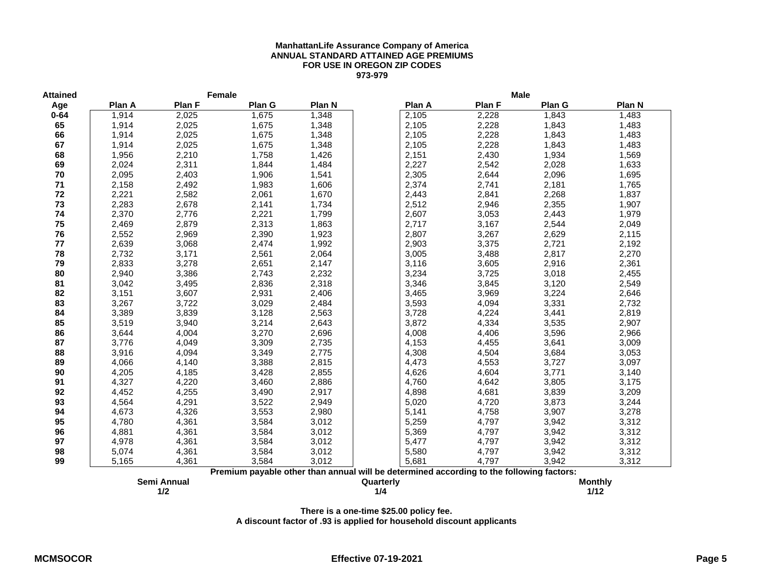**ManhattanLife Assurance Company of America**
**ANNUAL STANDARD ATTAINED AGE PREMIUMS**
**FOR USE IN OREGON ZIP CODES**
**973-979**

| Attained | Female | | | | Male | | | |
|---|---|---|---|---|---|---|---|---|
| Age | Plan A | Plan F | Plan G | Plan N | Plan A | Plan F | Plan G | Plan N |
| 0-64 | 1,914 | 2,025 | 1,675 | 1,348 | 2,105 | 2,228 | 1,843 | 1,483 |
| 65 | 1,914 | 2,025 | 1,675 | 1,348 | 2,105 | 2,228 | 1,843 | 1,483 |
| 66 | 1,914 | 2,025 | 1,675 | 1,348 | 2,105 | 2,228 | 1,843 | 1,483 |
| 67 | 1,914 | 2,025 | 1,675 | 1,348 | 2,105 | 2,228 | 1,843 | 1,483 |
| 68 | 1,956 | 2,210 | 1,758 | 1,426 | 2,151 | 2,430 | 1,934 | 1,569 |
| 69 | 2,024 | 2,311 | 1,844 | 1,484 | 2,227 | 2,542 | 2,028 | 1,633 |
| 70 | 2,095 | 2,403 | 1,906 | 1,541 | 2,305 | 2,644 | 2,096 | 1,695 |
| 71 | 2,158 | 2,492 | 1,983 | 1,606 | 2,374 | 2,741 | 2,181 | 1,765 |
| 72 | 2,221 | 2,582 | 2,061 | 1,670 | 2,443 | 2,841 | 2,268 | 1,837 |
| 73 | 2,283 | 2,678 | 2,141 | 1,734 | 2,512 | 2,946 | 2,355 | 1,907 |
| 74 | 2,370 | 2,776 | 2,221 | 1,799 | 2,607 | 3,053 | 2,443 | 1,979 |
| 75 | 2,469 | 2,879 | 2,313 | 1,863 | 2,717 | 3,167 | 2,544 | 2,049 |
| 76 | 2,552 | 2,969 | 2,390 | 1,923 | 2,807 | 3,267 | 2,629 | 2,115 |
| 77 | 2,639 | 3,068 | 2,474 | 1,992 | 2,903 | 3,375 | 2,721 | 2,192 |
| 78 | 2,732 | 3,171 | 2,561 | 2,064 | 3,005 | 3,488 | 2,817 | 2,270 |
| 79 | 2,833 | 3,278 | 2,651 | 2,147 | 3,116 | 3,605 | 2,916 | 2,361 |
| 80 | 2,940 | 3,386 | 2,743 | 2,232 | 3,234 | 3,725 | 3,018 | 2,455 |
| 81 | 3,042 | 3,495 | 2,836 | 2,318 | 3,346 | 3,845 | 3,120 | 2,549 |
| 82 | 3,151 | 3,607 | 2,931 | 2,406 | 3,465 | 3,969 | 3,224 | 2,646 |
| 83 | 3,267 | 3,722 | 3,029 | 2,484 | 3,593 | 4,094 | 3,331 | 2,732 |
| 84 | 3,389 | 3,839 | 3,128 | 2,563 | 3,728 | 4,224 | 3,441 | 2,819 |
| 85 | 3,519 | 3,940 | 3,214 | 2,643 | 3,872 | 4,334 | 3,535 | 2,907 |
| 86 | 3,644 | 4,004 | 3,270 | 2,696 | 4,008 | 4,406 | 3,596 | 2,966 |
| 87 | 3,776 | 4,049 | 3,309 | 2,735 | 4,153 | 4,455 | 3,641 | 3,009 |
| 88 | 3,916 | 4,094 | 3,349 | 2,775 | 4,308 | 4,504 | 3,684 | 3,053 |
| 89 | 4,066 | 4,140 | 3,388 | 2,815 | 4,473 | 4,553 | 3,727 | 3,097 |
| 90 | 4,205 | 4,185 | 3,428 | 2,855 | 4,626 | 4,604 | 3,771 | 3,140 |
| 91 | 4,327 | 4,220 | 3,460 | 2,886 | 4,760 | 4,642 | 3,805 | 3,175 |
| 92 | 4,452 | 4,255 | 3,490 | 2,917 | 4,898 | 4,681 | 3,839 | 3,209 |
| 93 | 4,564 | 4,291 | 3,522 | 2,949 | 5,020 | 4,720 | 3,873 | 3,244 |
| 94 | 4,673 | 4,326 | 3,553 | 2,980 | 5,141 | 4,758 | 3,907 | 3,278 |
| 95 | 4,780 | 4,361 | 3,584 | 3,012 | 5,259 | 4,797 | 3,942 | 3,312 |
| 96 | 4,881 | 4,361 | 3,584 | 3,012 | 5,369 | 4,797 | 3,942 | 3,312 |
| 97 | 4,978 | 4,361 | 3,584 | 3,012 | 5,477 | 4,797 | 3,942 | 3,312 |
| 98 | 5,074 | 4,361 | 3,584 | 3,012 | 5,580 | 4,797 | 3,942 | 3,312 |
| 99 | 5,165 | 4,361 | 3,584 | 3,012 | 5,681 | 4,797 | 3,942 | 3,312 |

**Premium payable other than annual will be determined according to the following factors:**

| Semi Annual | Quarterly | Monthly |
|---|---|---|
| 1/2 | 1/4 | 1/12 |

**There is a one-time $25.00 policy fee.**
**A discount factor of .93 is applied for household discount applicants**

**MCMSOCOR** **Effective 07-19-2021**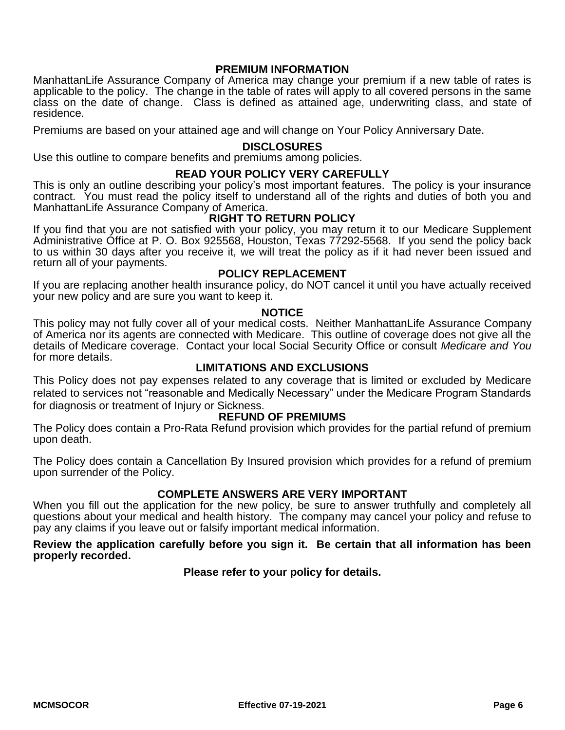## PREMIUM INFORMATION

ManhattanLife Assurance Company of America may change your premium if a new table of rates is applicable to the policy. The change in the table of rates will apply to all covered persons in the same class on the date of change. Class is defined as attained age, underwriting class, and state of residence.

Premiums are based on your attained age and will change on Your Policy Anniversary Date.

## DISCLOSURES

Use this outline to compare benefits and premiums among policies.

## READ YOUR POLICY VERY CAREFULLY

This is only an outline describing your policy's most important features. The policy is your insurance contract. You must read the policy itself to understand all of the rights and duties of both you and ManhattanLife Assurance Company of America.

## RIGHT TO RETURN POLICY

If you find that you are not satisfied with your policy, you may return it to our Medicare Supplement Administrative Office at P. O. Box 925568, Houston, Texas 77292-5568. If you send the policy back to us within 30 days after you receive it, we will treat the policy as if it had never been issued and return all of your payments.

## POLICY REPLACEMENT

If you are replacing another health insurance policy, do NOT cancel it until you have actually received your new policy and are sure you want to keep it.

## NOTICE

This policy may not fully cover all of your medical costs. Neither ManhattanLife Assurance Company of America nor its agents are connected with Medicare. This outline of coverage does not give all the details of Medicare coverage. Contact your local Social Security Office or consult *Medicare and You* for more details.

## LIMITATIONS AND EXCLUSIONS

This Policy does not pay expenses related to any coverage that is limited or excluded by Medicare related to services not "reasonable and Medically Necessary" under the Medicare Program Standards for diagnosis or treatment of Injury or Sickness.

## REFUND OF PREMIUMS

The Policy does contain a Pro-Rata Refund provision which provides for the partial refund of premium upon death.

The Policy does contain a Cancellation By Insured provision which provides for a refund of premium upon surrender of the Policy.

## COMPLETE ANSWERS ARE VERY IMPORTANT

When you fill out the application for the new policy, be sure to answer truthfully and completely all questions about your medical and health history. The company may cancel your policy and refuse to pay any claims if you leave out or falsify important medical information.

**Review the application carefully before you sign it. Be certain that all information has been properly recorded.**

**Please refer to your policy for details.**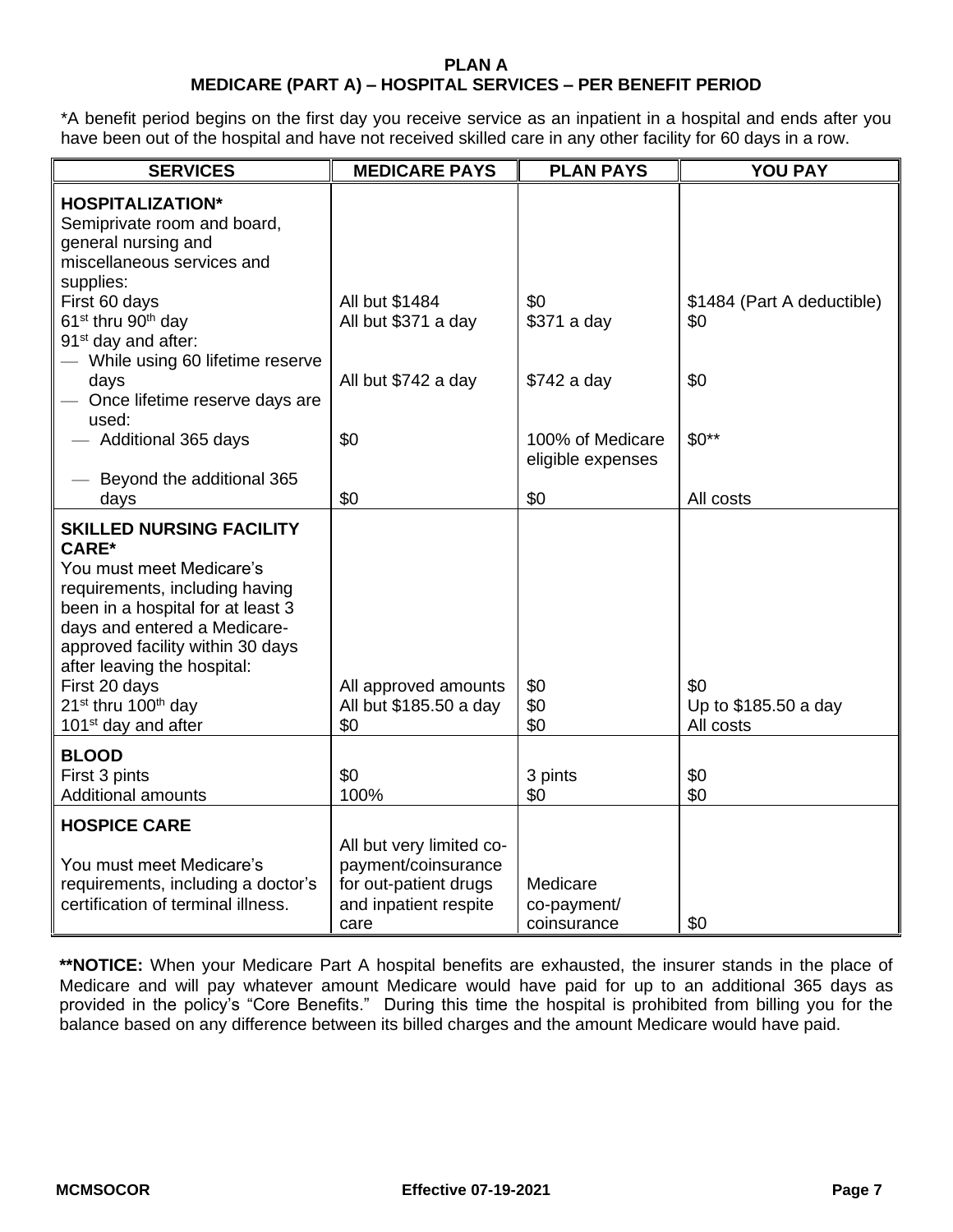## PLAN A
## MEDICARE (PART A) – HOSPITAL SERVICES – PER BENEFIT PERIOD

*A benefit period begins on the first day you receive service as an inpatient in a hospital and ends after you have been out of the hospital and have not received skilled care in any other facility for 60 days in a row.

| SERVICES | MEDICARE PAYS | PLAN PAYS | YOU PAY |
|---|---|---|---|
| **HOSPITALIZATION*** Semiprivate room and board, general nursing and miscellaneous services and supplies: | | | |
| First 60 days | All but $1484 | $0 | $1484 (Part A deductible) |
| 61st thru 90th day | All but $371 a day | $371 a day | $0 |
| 91st day and after: | | | |
| — While using 60 lifetime reserve days | All but $742 a day | $742 a day | $0 |
| — Once lifetime reserve days are used: | | | |
| — Additional 365 days | $0 | 100% of Medicare eligible expenses | $0** |
| — Beyond the additional 365 days | $0 | $0 | All costs |
| **SKILLED NURSING FACILITY CARE*** You must meet Medicare's requirements, including having been in a hospital for at least 3 days and entered a Medicare-approved facility within 30 days after leaving the hospital: | | | |
| First 20 days | All approved amounts | $0 | $0 |
| 21st thru 100th day | All but $185.50 a day | $0 | Up to $185.50 a day |
| 101st day and after | $0 | $0 | All costs |
| **BLOOD** | | | |
| First 3 pints | $0 | 3 pints | $0 |
| Additional amounts | 100% | $0 | $0 |
| **HOSPICE CARE** You must meet Medicare's requirements, including a doctor's certification of terminal illness. | All but very limited co-payment/coinsurance for out-patient drugs and inpatient respite care | Medicare co-payment/ coinsurance | $0 |

****NOTICE:** When your Medicare Part A hospital benefits are exhausted, the insurer stands in the place of Medicare and will pay whatever amount Medicare would have paid for up to an additional 365 days as provided in the policy's "Core Benefits." During this time the hospital is prohibited from billing you for the balance based on any difference between its billed charges and the amount Medicare would have paid.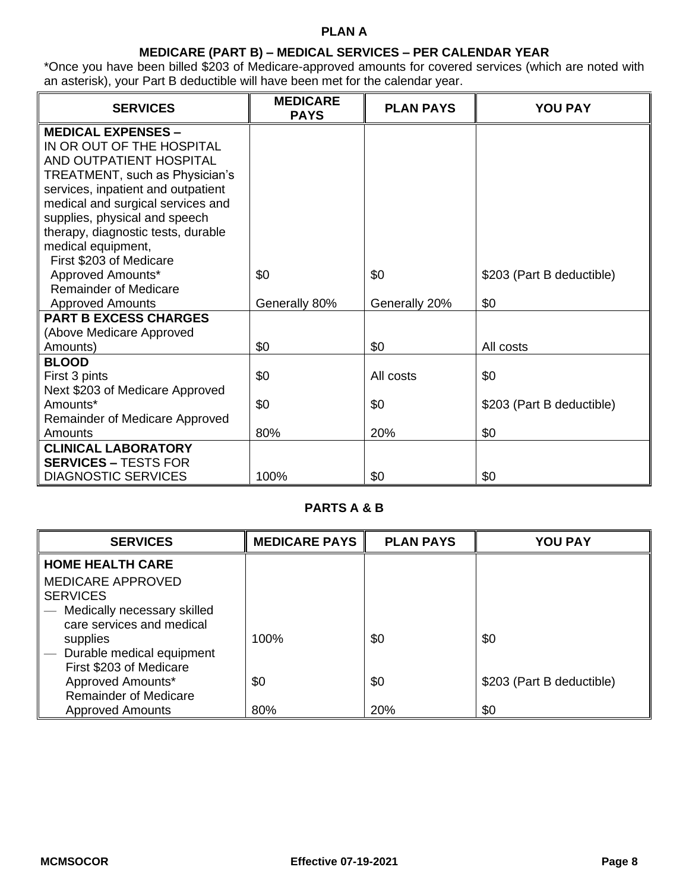## PLAN A

### MEDICARE (PART B) – MEDICAL SERVICES – PER CALENDAR YEAR

*Once you have been billed $203 of Medicare-approved amounts for covered services (which are noted with an asterisk), your Part B deductible will have been met for the calendar year.

| SERVICES | MEDICARE PAYS | PLAN PAYS | YOU PAY |
|---|---|---|---|
| **MEDICAL EXPENSES –** IN OR OUT OF THE HOSPITAL AND OUTPATIENT HOSPITAL TREATMENT, such as Physician's services, inpatient and outpatient medical and surgical services and supplies, physical and speech therapy, diagnostic tests, durable medical equipment, | | | |
| First $203 of Medicare Approved Amounts* | $0 | $0 | $203 (Part B deductible) |
| Remainder of Medicare Approved Amounts | Generally 80% | Generally 20% | $0 |
| **PART B EXCESS CHARGES** (Above Medicare Approved Amounts) | $0 | $0 | All costs |
| **BLOOD** | | | |
| First 3 pints | $0 | All costs | $0 |
| Next $203 of Medicare Approved Amounts* | $0 | $0 | $203 (Part B deductible) |
| Remainder of Medicare Approved Amounts | 80% | 20% | $0 |
| **CLINICAL LABORATORY SERVICES –** TESTS FOR DIAGNOSTIC SERVICES | 100% | $0 | $0 |

### PARTS A & B

| SERVICES | MEDICARE PAYS | PLAN PAYS | YOU PAY |
|---|---|---|---|
| **HOME HEALTH CARE** | | | |
| MEDICARE APPROVED SERVICES | | | |
| — Medically necessary skilled care services and medical supplies | 100% | $0 | $0 |
| — Durable medical equipment | | | |
| First $203 of Medicare Approved Amounts* | $0 | $0 | $203 (Part B deductible) |
| Remainder of Medicare Approved Amounts | 80% | 20% | $0 |

MCMSOCOR Effective 07-19-2021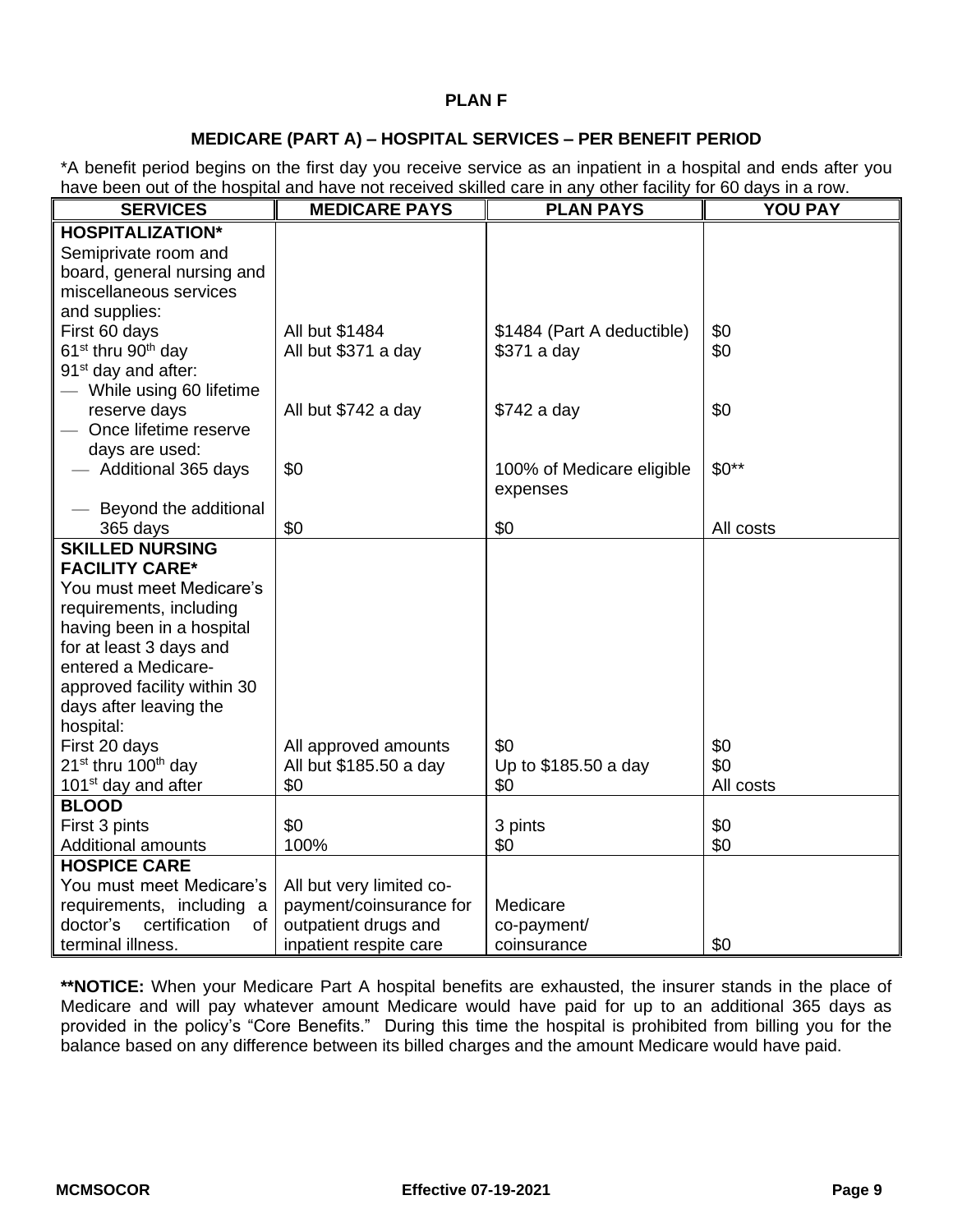**PLAN F**

**MEDICARE (PART A) – HOSPITAL SERVICES – PER BENEFIT PERIOD**

*A benefit period begins on the first day you receive service as an inpatient in a hospital and ends after you have been out of the hospital and have not received skilled care in any other facility for 60 days in a row.

| SERVICES | MEDICARE PAYS | PLAN PAYS | YOU PAY |
|---|---|---|---|
| **HOSPITALIZATION*** | | | |
| Semiprivate room and board, general nursing and miscellaneous services and supplies: | | | |
| First 60 days | All but $1484 | $1484 (Part A deductible) | $0 |
| 61st thru 90th day | All but $371 a day | $371 a day | $0 |
| 91st day and after: | | | |
| — While using 60 lifetime reserve days | All but $742 a day | $742 a day | $0 |
| — Once lifetime reserve days are used: | | | |
| — Additional 365 days | $0 | 100% of Medicare eligible expenses | $0** |
| — Beyond the additional 365 days | $0 | $0 | All costs |
| **SKILLED NURSING FACILITY CARE*** | | | |
| You must meet Medicare's requirements, including having been in a hospital for at least 3 days and entered a Medicare-approved facility within 30 days after leaving the hospital: | | | |
| First 20 days | All approved amounts | $0 | $0 |
| 21st thru 100th day | All but $185.50 a day | Up to $185.50 a day | $0 |
| 101st day and after | $0 | $0 | All costs |
| **BLOOD** | | | |
| First 3 pints | $0 | 3 pints | $0 |
| Additional amounts | 100% | $0 | $0 |
| **HOSPICE CARE** | | | |
| You must meet Medicare's requirements, including a doctor's certification of terminal illness. | All but very limited co-payment/coinsurance for outpatient drugs and inpatient respite care | Medicare co-payment/ coinsurance | $0 |

****NOTICE:** When your Medicare Part A hospital benefits are exhausted, the insurer stands in the place of Medicare and will pay whatever amount Medicare would have paid for up to an additional 365 days as provided in the policy's "Core Benefits." During this time the hospital is prohibited from billing you for the balance based on any difference between its billed charges and the amount Medicare would have paid.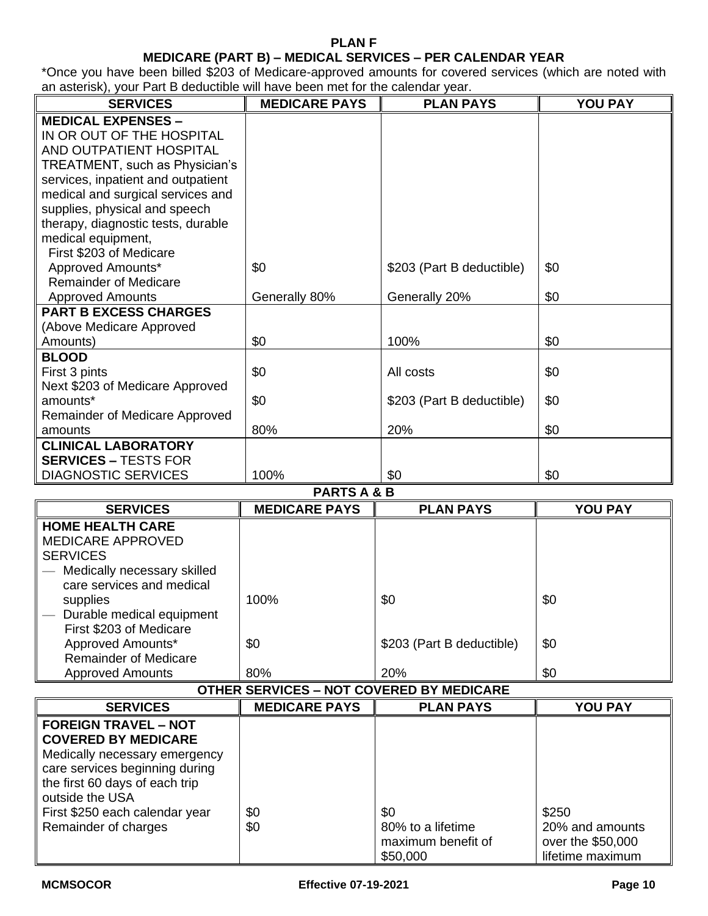# PLAN F

## MEDICARE (PART B) – MEDICAL SERVICES – PER CALENDAR YEAR

*Once you have been billed $203 of Medicare-approved amounts for covered services (which are noted with an asterisk), your Part B deductible will have been met for the calendar year.

| SERVICES | MEDICARE PAYS | PLAN PAYS | YOU PAY |
|---|---|---|---|
| **MEDICAL EXPENSES –** IN OR OUT OF THE HOSPITAL AND OUTPATIENT HOSPITAL TREATMENT, such as Physician's services, inpatient and outpatient medical and surgical services and supplies, physical and speech therapy, diagnostic tests, durable medical equipment, | | | |
| First $203 of Medicare Approved Amounts* | $0 | $203 (Part B deductible) | $0 |
| Remainder of Medicare Approved Amounts | Generally 80% | Generally 20% | $0 |
| **PART B EXCESS CHARGES** (Above Medicare Approved Amounts) | $0 | 100% | $0 |
| **BLOOD** | | | |
| First 3 pints | $0 | All costs | $0 |
| Next $203 of Medicare Approved amounts* | $0 | $203 (Part B deductible) | $0 |
| Remainder of Medicare Approved amounts | 80% | 20% | $0 |
| **CLINICAL LABORATORY SERVICES –** TESTS FOR DIAGNOSTIC SERVICES | 100% | $0 | $0 |

## PARTS A & B

| SERVICES | MEDICARE PAYS | PLAN PAYS | YOU PAY |
|---|---|---|---|
| **HOME HEALTH CARE** MEDICARE APPROVED SERVICES | | | |
| — Medically necessary skilled care services and medical supplies | 100% | $0 | $0 |
| — Durable medical equipment | | | |
| First $203 of Medicare Approved Amounts* | $0 | $203 (Part B deductible) | $0 |
| Remainder of Medicare Approved Amounts | 80% | 20% | $0 |

## OTHER SERVICES – NOT COVERED BY MEDICARE

| SERVICES | MEDICARE PAYS | PLAN PAYS | YOU PAY |
|---|---|---|---|
| **FOREIGN TRAVEL – NOT COVERED BY MEDICARE** Medically necessary emergency care services beginning during the first 60 days of each trip outside the USA | | | |
| First $250 each calendar year | $0 | $0 | $250 |
| Remainder of charges | $0 | 80% to a lifetime maximum benefit of $50,000 | 20% and amounts over the $50,000 lifetime maximum |

MCMSOCOR Effective 07-19-2021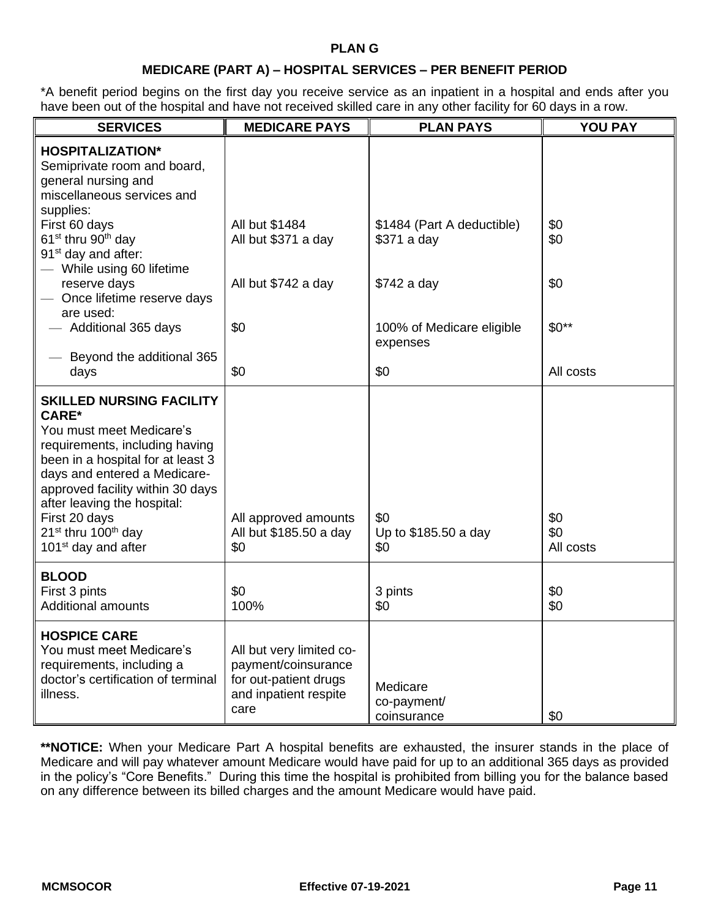## PLAN G

### MEDICARE (PART A) – HOSPITAL SERVICES – PER BENEFIT PERIOD

*A benefit period begins on the first day you receive service as an inpatient in a hospital and ends after you have been out of the hospital and have not received skilled care in any other facility for 60 days in a row.

| SERVICES | MEDICARE PAYS | PLAN PAYS | YOU PAY |
|---|---|---|---|
| **HOSPITALIZATION*** Semiprivate room and board, general nursing and miscellaneous services and supplies: | | | |
| First 60 days | All but $1484 | $1484 (Part A deductible) | $0 |
| 61st thru 90th day | All but $371 a day | $371 a day | $0 |
| 91st day and after: | | | |
| — While using 60 lifetime reserve days | All but $742 a day | $742 a day | $0 |
| — Once lifetime reserve days are used: | | | |
| — Additional 365 days | $0 | 100% of Medicare eligible expenses | $0** |
| — Beyond the additional 365 days | $0 | $0 | All costs |
| **SKILLED NURSING FACILITY CARE*** You must meet Medicare's requirements, including having been in a hospital for at least 3 days and entered a Medicare-approved facility within 30 days after leaving the hospital: | | | |
| First 20 days | All approved amounts | $0 | $0 |
| 21st thru 100th day | All but $185.50 a day | Up to $185.50 a day | $0 |
| 101st day and after | $0 | $0 | All costs |
| **BLOOD** | | | |
| First 3 pints | $0 | 3 pints | $0 |
| Additional amounts | 100% | $0 | $0 |
| **HOSPICE CARE** You must meet Medicare's requirements, including a doctor's certification of terminal illness. | All but very limited co-payment/coinsurance for out-patient drugs and inpatient respite care | Medicare co-payment/ coinsurance | $0 |

****NOTICE:** When your Medicare Part A hospital benefits are exhausted, the insurer stands in the place of Medicare and will pay whatever amount Medicare would have paid for up to an additional 365 days as provided in the policy's "Core Benefits." During this time the hospital is prohibited from billing you for the balance based on any difference between its billed charges and the amount Medicare would have paid.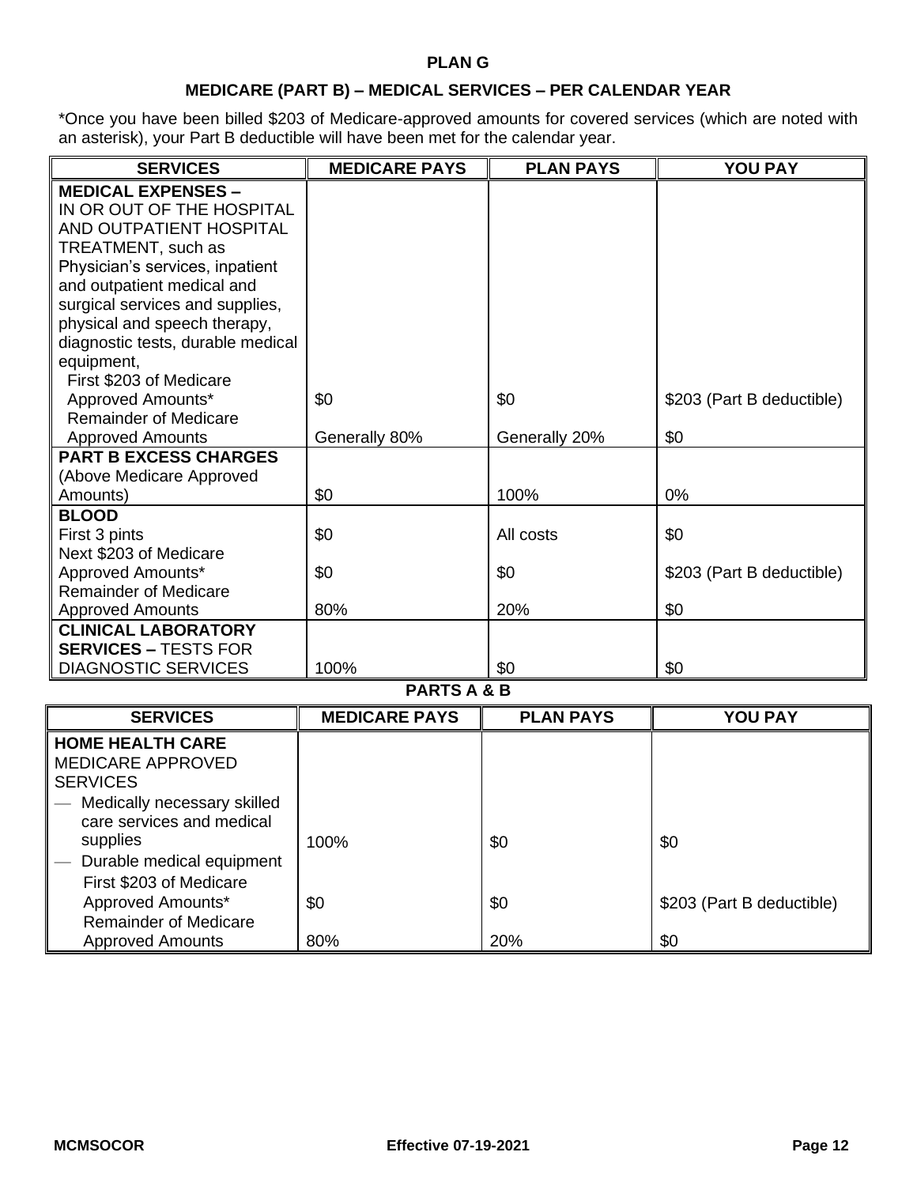**PLAN G**

**MEDICARE (PART B) – MEDICAL SERVICES – PER CALENDAR YEAR**

*Once you have been billed $203 of Medicare-approved amounts for covered services (which are noted with an asterisk), your Part B deductible will have been met for the calendar year.

| SERVICES | MEDICARE PAYS | PLAN PAYS | YOU PAY |
|---|---|---|---|
| **MEDICAL EXPENSES –** IN OR OUT OF THE HOSPITAL AND OUTPATIENT HOSPITAL TREATMENT, such as Physician's services, inpatient and outpatient medical and surgical services and supplies, physical and speech therapy, diagnostic tests, durable medical equipment, | | | |
| First $203 of Medicare Approved Amounts* | $0 | $0 | $203 (Part B deductible) |
| Remainder of Medicare Approved Amounts | Generally 80% | Generally 20% | $0 |
| **PART B EXCESS CHARGES** (Above Medicare Approved Amounts) | $0 | 100% | 0% |
| **BLOOD** | | | |
| First 3 pints | $0 | All costs | $0 |
| Next $203 of Medicare Approved Amounts* | $0 | $0 | $203 (Part B deductible) |
| Remainder of Medicare Approved Amounts | 80% | 20% | $0 |
| **CLINICAL LABORATORY SERVICES –** TESTS FOR DIAGNOSTIC SERVICES | 100% | $0 | $0 |

**PARTS A & B**

| SERVICES | MEDICARE PAYS | PLAN PAYS | YOU PAY |
|---|---|---|---|
| **HOME HEALTH CARE** MEDICARE APPROVED SERVICES | | | |
| — Medically necessary skilled care services and medical supplies | 100% | $0 | $0 |
| — Durable medical equipment | | | |
| First $203 of Medicare Approved Amounts* | $0 | $0 | $203 (Part B deductible) |
| Remainder of Medicare Approved Amounts | 80% | 20% | $0 |

MCMSOCOR Effective 07-19-2021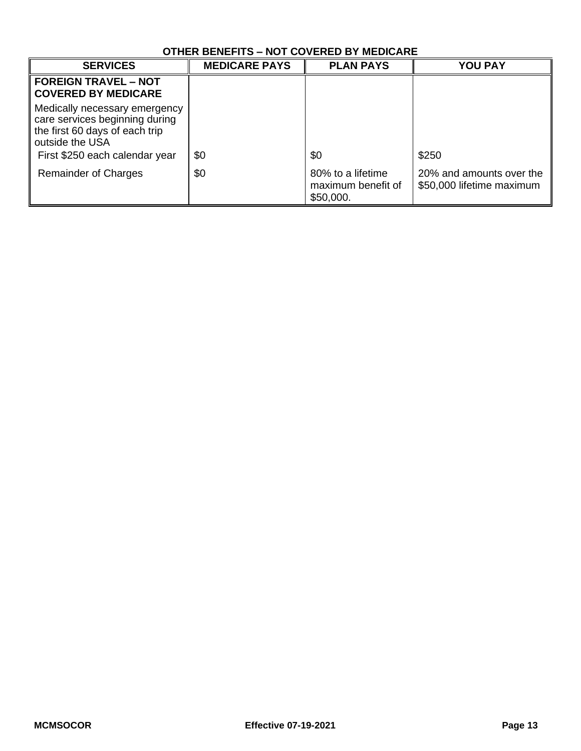## OTHER BENEFITS – NOT COVERED BY MEDICARE

| SERVICES | MEDICARE PAYS | PLAN PAYS | YOU PAY |
|---|---|---|---|
| **FOREIGN TRAVEL – NOT COVERED BY MEDICARE** | | | |
| Medically necessary emergency care services beginning during the first 60 days of each trip outside the USA | | | |
| First $250 each calendar year | $0 | $0 | $250 |
| Remainder of Charges | $0 | 80% to a lifetime maximum benefit of $50,000. | 20% and amounts over the $50,000 lifetime maximum |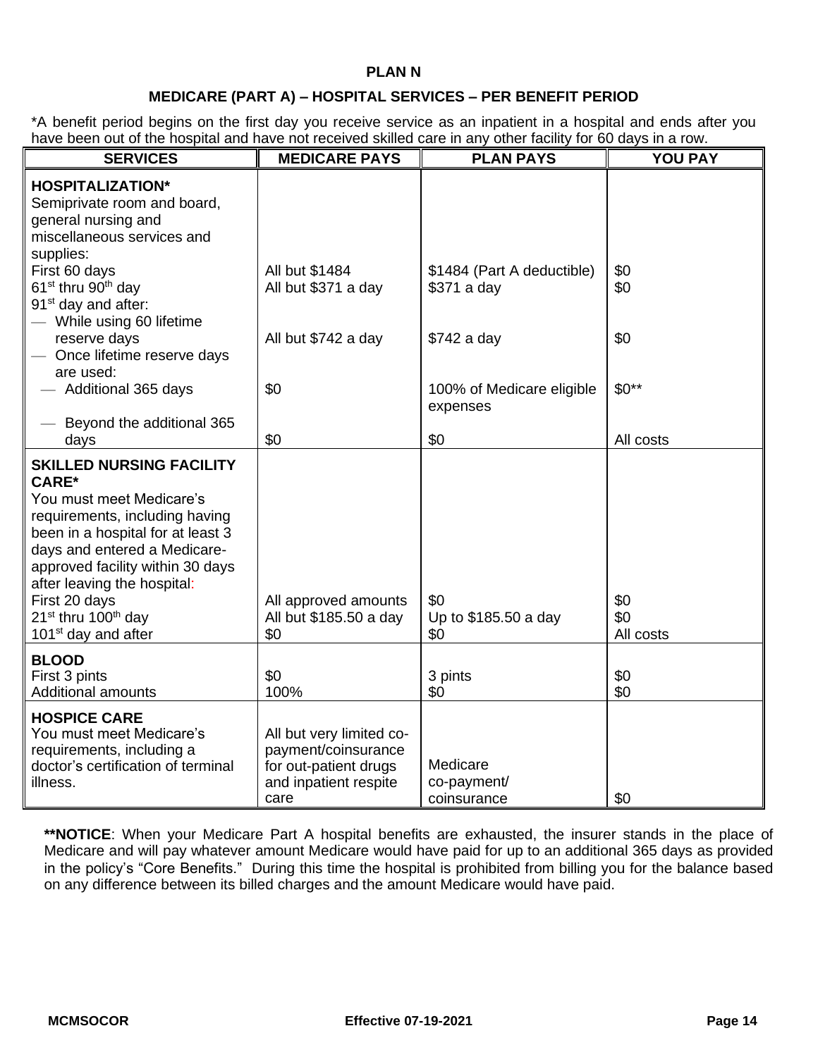## PLAN N

### MEDICARE (PART A) – HOSPITAL SERVICES – PER BENEFIT PERIOD

*A benefit period begins on the first day you receive service as an inpatient in a hospital and ends after you have been out of the hospital and have not received skilled care in any other facility for 60 days in a row.

| SERVICES | MEDICARE PAYS | PLAN PAYS | YOU PAY |
|---|---|---|---|
| **HOSPITALIZATION*** <br> Semiprivate room and board, general nursing and miscellaneous services and supplies: | | | |
| First 60 days | All but $1484 | $1484 (Part A deductible) | $0 |
| 61st thru 90th day | All but $371 a day | $371 a day | $0 |
| 91st day and after: | | | |
| — While using 60 lifetime reserve days | All but $742 a day | $742 a day | $0 |
| — Once lifetime reserve days are used: | | | |
| — Additional 365 days | $0 | 100% of Medicare eligible expenses | $0** |
| — Beyond the additional 365 days | $0 | $0 | All costs |
| **SKILLED NURSING FACILITY CARE*** <br> You must meet Medicare's requirements, including having been in a hospital for at least 3 days and entered a Medicare-approved facility within 30 days after leaving the hospital: | | | |
| First 20 days | All approved amounts | $0 | $0 |
| 21st thru 100th day | All but $185.50 a day | Up to $185.50 a day | $0 |
| 101st day and after | $0 | $0 | All costs |
| **BLOOD** | | | |
| First 3 pints | $0 | 3 pints | $0 |
| Additional amounts | 100% | $0 | $0 |
| **HOSPICE CARE** <br> You must meet Medicare's requirements, including a doctor's certification of terminal illness. | All but very limited co-payment/coinsurance for out-patient drugs and inpatient respite care | Medicare co-payment/ coinsurance | $0 |

****NOTICE**: When your Medicare Part A hospital benefits are exhausted, the insurer stands in the place of Medicare and will pay whatever amount Medicare would have paid for up to an additional 365 days as provided in the policy's "Core Benefits." During this time the hospital is prohibited from billing you for the balance based on any difference between its billed charges and the amount Medicare would have paid.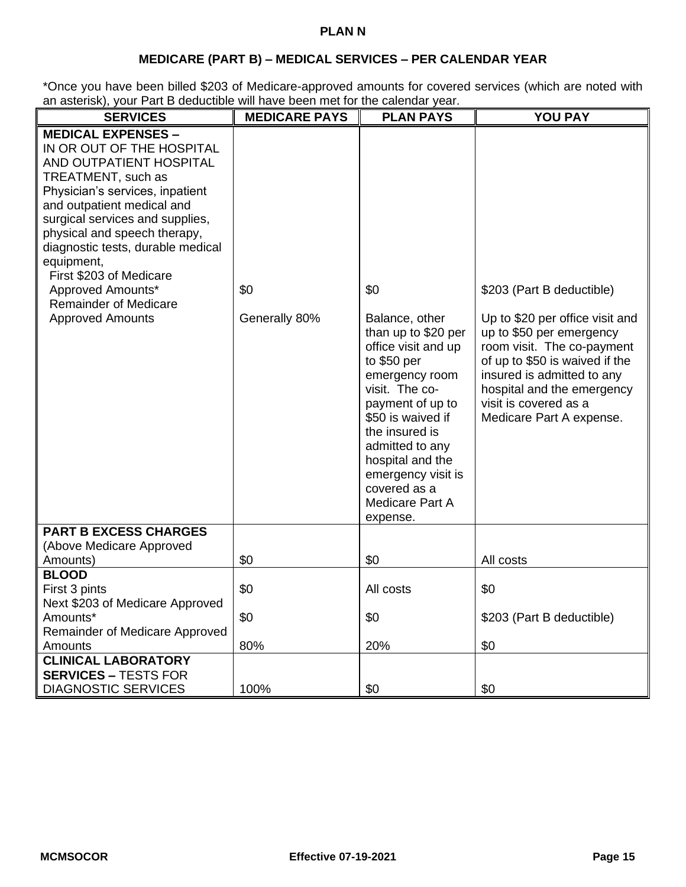**PLAN N**

**MEDICARE (PART B) – MEDICAL SERVICES – PER CALENDAR YEAR**

*Once you have been billed $203 of Medicare-approved amounts for covered services (which are noted with an asterisk), your Part B deductible will have been met for the calendar year.

| SERVICES | MEDICARE PAYS | PLAN PAYS | YOU PAY |
|---|---|---|---|
| **MEDICAL EXPENSES –** IN OR OUT OF THE HOSPITAL AND OUTPATIENT HOSPITAL TREATMENT, such as Physician's services, inpatient and outpatient medical and surgical services and supplies, physical and speech therapy, diagnostic tests, durable medical equipment, | | | |
| First $203 of Medicare Approved Amounts* | $0 | $0 | $203 (Part B deductible) |
| Remainder of Medicare Approved Amounts | Generally 80% | Balance, other than up to $20 per office visit and up to $50 per emergency room visit. The co-payment of up to $50 is waived if the insured is admitted to any hospital and the emergency visit is covered as a Medicare Part A expense. | Up to $20 per office visit and up to $50 per emergency room visit. The co-payment of up to $50 is waived if the insured is admitted to any hospital and the emergency visit is covered as a Medicare Part A expense. |
| **PART B EXCESS CHARGES** (Above Medicare Approved Amounts) | $0 | $0 | All costs |
| **BLOOD** | | | |
| First 3 pints | $0 | All costs | $0 |
| Next $203 of Medicare Approved Amounts* | $0 | $0 | $203 (Part B deductible) |
| Remainder of Medicare Approved Amounts | 80% | 20% | $0 |
| **CLINICAL LABORATORY SERVICES –** TESTS FOR DIAGNOSTIC SERVICES | 100% | $0 | $0 |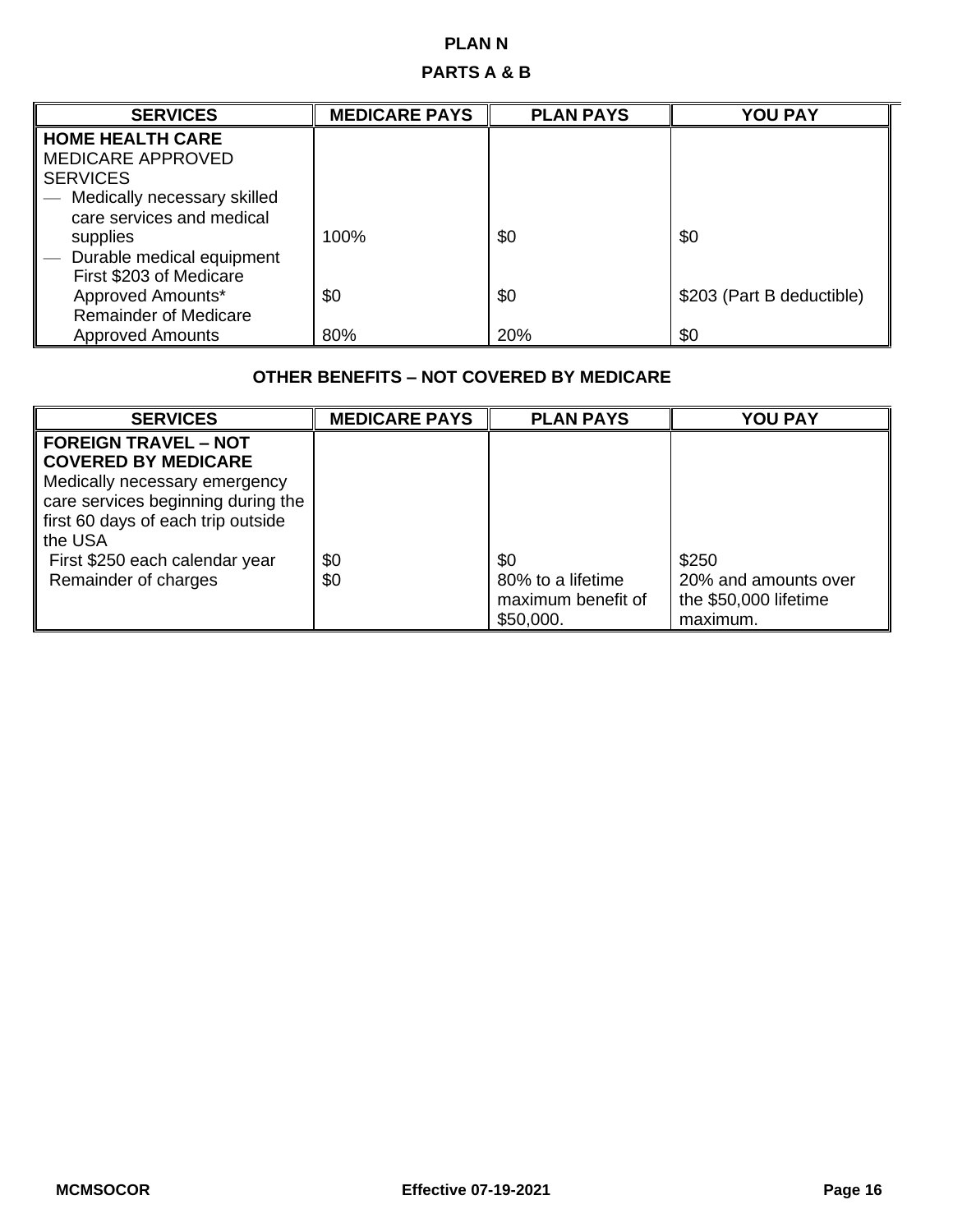**PLAN N**

**PARTS A & B**

| SERVICES | MEDICARE PAYS | PLAN PAYS | YOU PAY |
|---|---|---|---|
| **HOME HEALTH CARE** MEDICARE APPROVED SERVICES | | | |
| — Medically necessary skilled care services and medical supplies | 100% | $0 | $0 |
| — Durable medical equipment First $203 of Medicare Approved Amounts* | $0 | $0 | $203 (Part B deductible) |
| Remainder of Medicare Approved Amounts | 80% | 20% | $0 |

**OTHER BENEFITS – NOT COVERED BY MEDICARE**

| SERVICES | MEDICARE PAYS | PLAN PAYS | YOU PAY |
|---|---|---|---|
| **FOREIGN TRAVEL – NOT COVERED BY MEDICARE** Medically necessary emergency care services beginning during the first 60 days of each trip outside the USA | | | |
| First $250 each calendar year | $0 | $0 | $250 |
| Remainder of charges | $0 | 80% to a lifetime maximum benefit of $50,000. | 20% and amounts over the $50,000 lifetime maximum. |

MCMSOCOR Effective 07-19-2021